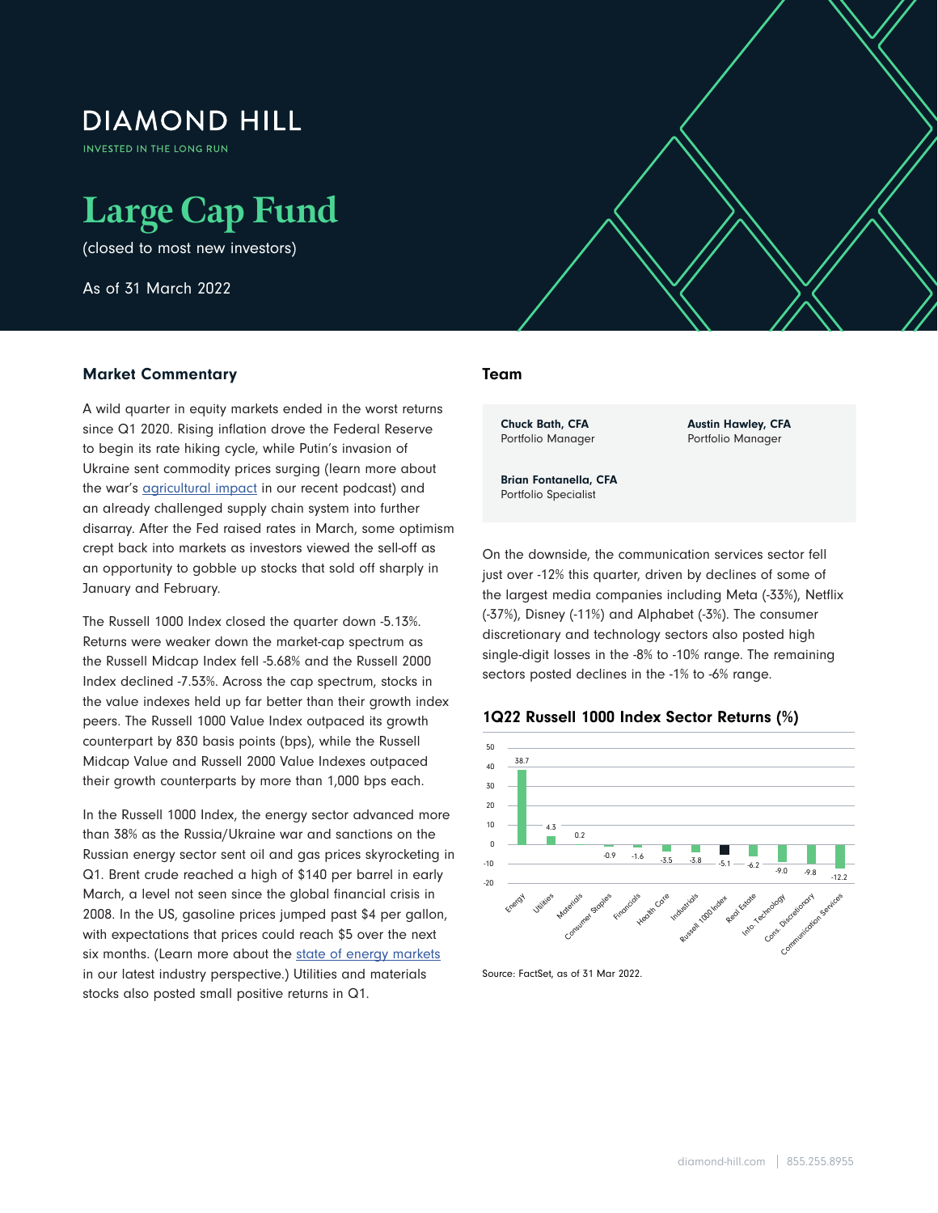DIAMOND HILL

INVESTED IN THE LONG RUN

# Large Cap Fund

(closed to most new investors)

As of 31 March 2022

## Market Commentary

A wild quarter in equity markets ended in the worst returns since Q1 2020. Rising inflation drove the Federal Reserve to begin its rate hiking cycle, while Putin's invasion of Ukraine sent commodity prices surging (learn more about the war's agricultural impact in our recent podcast) and an already challenged supply chain system into further disarray. After the Fed raised rates in March, some optimism crept back into markets as investors viewed the sell-off as an opportunity to gobble up stocks that sold off sharply in January and February.

The Russell 1000 Index closed the quarter down -5.13%. Returns were weaker down the market-cap spectrum as the Russell Midcap Index fell -5.68% and the Russell 2000 Index declined -7.53%. Across the cap spectrum, stocks in the value indexes held up far better than their growth index peers. The Russell 1000 Value Index outpaced its growth counterpart by 830 basis points (bps), while the Russell Midcap Value and Russell 2000 Value Indexes outpaced their growth counterparts by more than 1,000 bps each.

In the Russell 1000 Index, the energy sector advanced more than 38% as the Russia/Ukraine war and sanctions on the Russian energy sector sent oil and gas prices skyrocketing in Q1. Brent crude reached a high of $140 per barrel in early March, a level not seen since the global financial crisis in 2008. In the US, gasoline prices jumped past $4 per gallon, with expectations that prices could reach $5 over the next six months. (Learn more about the state of energy markets in our latest industry perspective.) Utilities and materials stocks also posted small positive returns in Q1.

## Team

**Chuck Bath, CFA**
Portfolio Manager

**Austin Hawley, CFA**
Portfolio Manager

**Brian Fontanella, CFA**
Portfolio Specialist

On the downside, the communication services sector fell just over -12% this quarter, driven by declines of some of the largest media companies including Meta (-33%), Netflix (-37%), Disney (-11%) and Alphabet (-3%). The consumer discretionary and technology sectors also posted high single-digit losses in the -8% to -10% range. The remaining sectors posted declines in the -1% to -6% range.

### 1Q22 Russell 1000 Index Sector Returns (%)

| Sector | Return (%) |
|---|---|
| Energy | 38.7 |
| Utilities | 4.3 |
| Materials | 0.2 |
| Consumer Staples | -0.9 |
| Financials | -1.6 |
| Health Care | -3.5 |
| Industrials | -3.8 |
| Russell 1000 Index | -5.1 |
| Real Estate | -6.2 |
| Info. Technology | -9.0 |
| Cons. Discretionary | -9.8 |
| Communication Services | -12.2 |

Source: FactSet, as of 31 Mar 2022.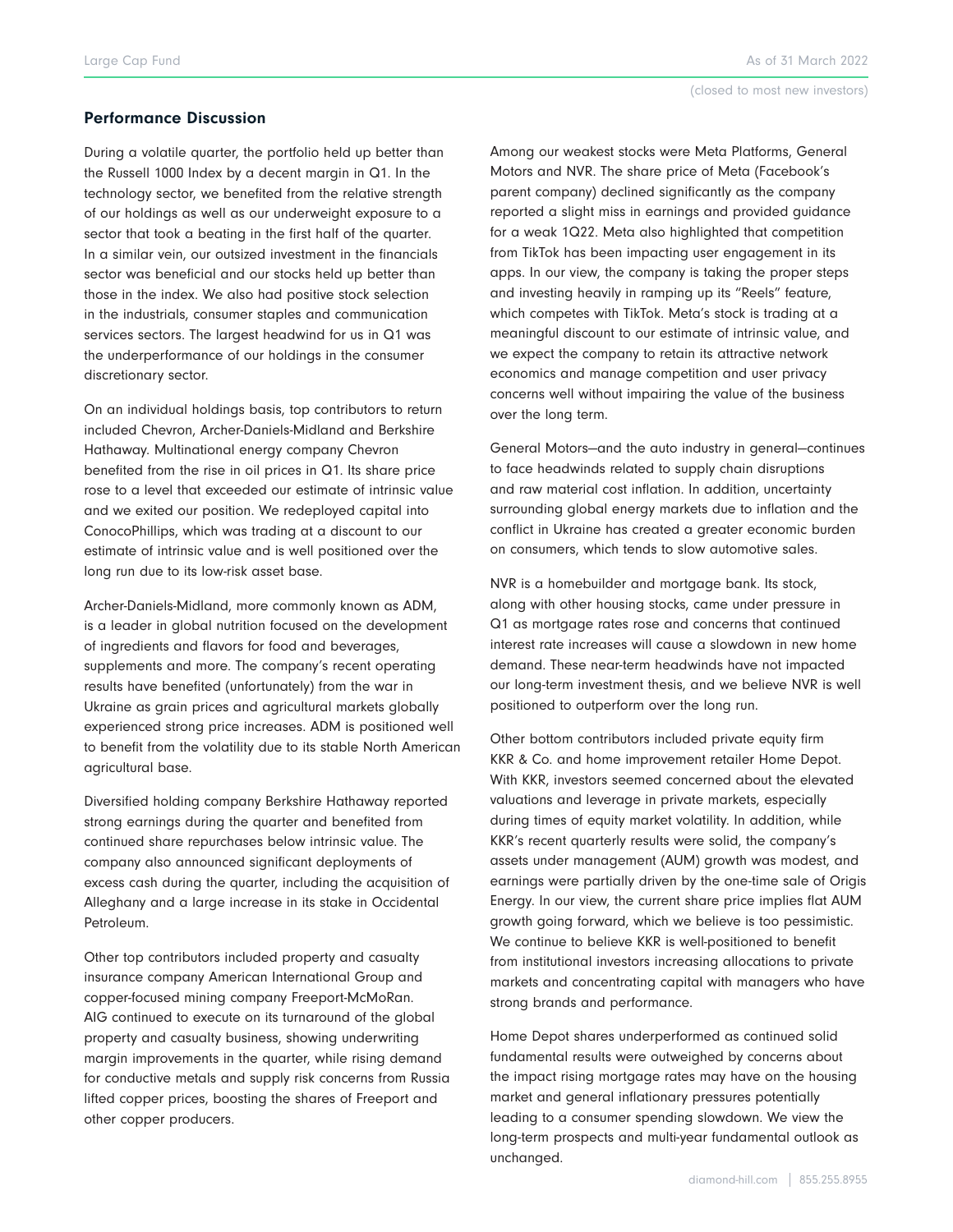## Performance Discussion

During a volatile quarter, the portfolio held up better than the Russell 1000 Index by a decent margin in Q1. In the technology sector, we benefited from the relative strength of our holdings as well as our underweight exposure to a sector that took a beating in the first half of the quarter. In a similar vein, our outsized investment in the financials sector was beneficial and our stocks held up better than those in the index. We also had positive stock selection in the industrials, consumer staples and communication services sectors. The largest headwind for us in Q1 was the underperformance of our holdings in the consumer discretionary sector.

On an individual holdings basis, top contributors to return included Chevron, Archer-Daniels-Midland and Berkshire Hathaway. Multinational energy company Chevron benefited from the rise in oil prices in Q1. Its share price rose to a level that exceeded our estimate of intrinsic value and we exited our position. We redeployed capital into ConocoPhillips, which was trading at a discount to our estimate of intrinsic value and is well positioned over the long run due to its low-risk asset base.

Archer-Daniels-Midland, more commonly known as ADM, is a leader in global nutrition focused on the development of ingredients and flavors for food and beverages, supplements and more. The company's recent operating results have benefited (unfortunately) from the war in Ukraine as grain prices and agricultural markets globally experienced strong price increases. ADM is positioned well to benefit from the volatility due to its stable North American agricultural base.

Diversified holding company Berkshire Hathaway reported strong earnings during the quarter and benefited from continued share repurchases below intrinsic value. The company also announced significant deployments of excess cash during the quarter, including the acquisition of Alleghany and a large increase in its stake in Occidental Petroleum.

Other top contributors included property and casualty insurance company American International Group and copper-focused mining company Freeport-McMoRan. AIG continued to execute on its turnaround of the global property and casualty business, showing underwriting margin improvements in the quarter, while rising demand for conductive metals and supply risk concerns from Russia lifted copper prices, boosting the shares of Freeport and other copper producers.

Among our weakest stocks were Meta Platforms, General Motors and NVR. The share price of Meta (Facebook's parent company) declined significantly as the company reported a slight miss in earnings and provided guidance for a weak 1Q22. Meta also highlighted that competition from TikTok has been impacting user engagement in its apps. In our view, the company is taking the proper steps and investing heavily in ramping up its "Reels" feature, which competes with TikTok. Meta's stock is trading at a meaningful discount to our estimate of intrinsic value, and we expect the company to retain its attractive network economics and manage competition and user privacy concerns well without impairing the value of the business over the long term.

General Motors—and the auto industry in general—continues to face headwinds related to supply chain disruptions and raw material cost inflation. In addition, uncertainty surrounding global energy markets due to inflation and the conflict in Ukraine has created a greater economic burden on consumers, which tends to slow automotive sales.

NVR is a homebuilder and mortgage bank. Its stock, along with other housing stocks, came under pressure in Q1 as mortgage rates rose and concerns that continued interest rate increases will cause a slowdown in new home demand. These near-term headwinds have not impacted our long-term investment thesis, and we believe NVR is well positioned to outperform over the long run.

Other bottom contributors included private equity firm KKR & Co. and home improvement retailer Home Depot. With KKR, investors seemed concerned about the elevated valuations and leverage in private markets, especially during times of equity market volatility. In addition, while KKR's recent quarterly results were solid, the company's assets under management (AUM) growth was modest, and earnings were partially driven by the one-time sale of Origis Energy. In our view, the current share price implies flat AUM growth going forward, which we believe is too pessimistic. We continue to believe KKR is well-positioned to benefit from institutional investors increasing allocations to private markets and concentrating capital with managers who have strong brands and performance.

Home Depot shares underperformed as continued solid fundamental results were outweighed by concerns about the impact rising mortgage rates may have on the housing market and general inflationary pressures potentially leading to a consumer spending slowdown. We view the long-term prospects and multi-year fundamental outlook as unchanged.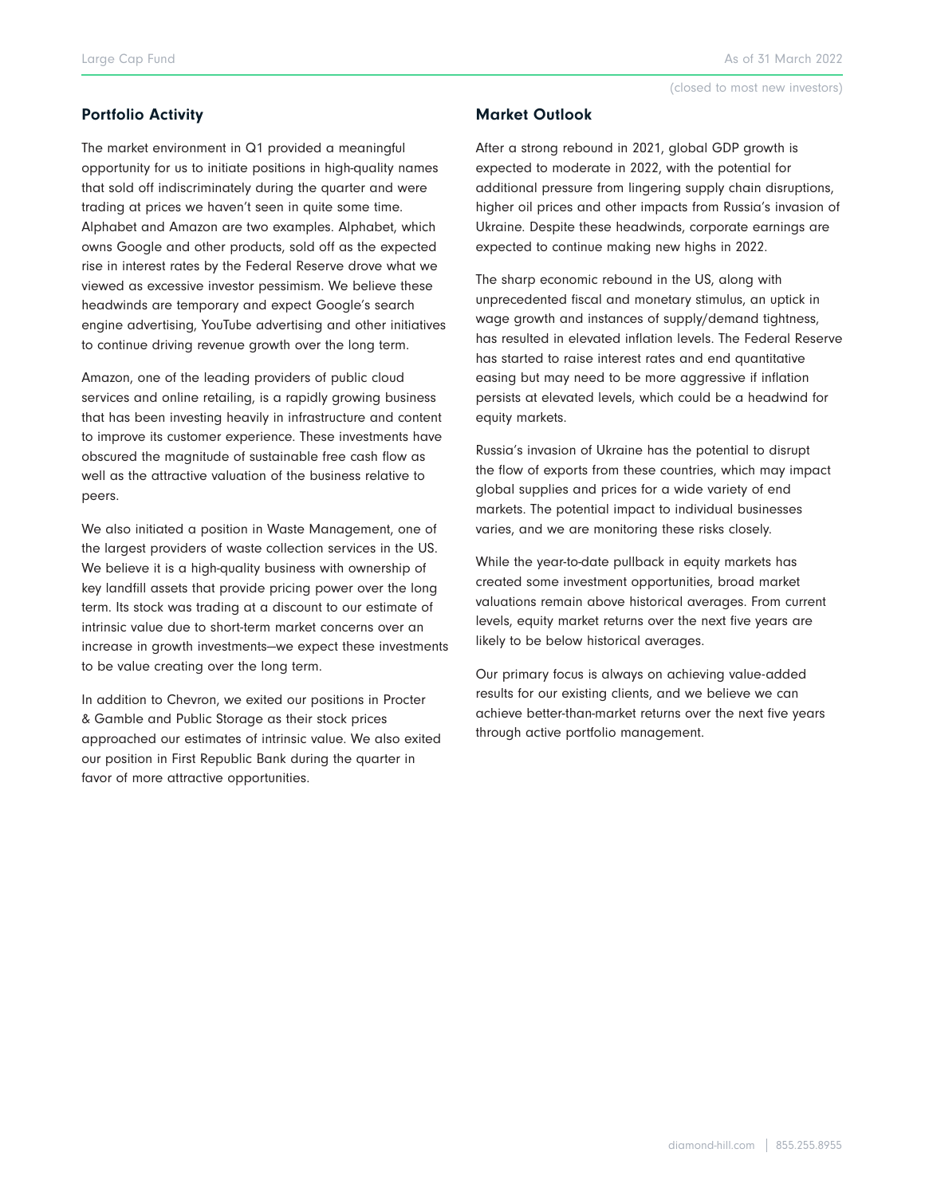## Portfolio Activity

The market environment in Q1 provided a meaningful opportunity for us to initiate positions in high-quality names that sold off indiscriminately during the quarter and were trading at prices we haven't seen in quite some time. Alphabet and Amazon are two examples. Alphabet, which owns Google and other products, sold off as the expected rise in interest rates by the Federal Reserve drove what we viewed as excessive investor pessimism. We believe these headwinds are temporary and expect Google's search engine advertising, YouTube advertising and other initiatives to continue driving revenue growth over the long term.

Amazon, one of the leading providers of public cloud services and online retailing, is a rapidly growing business that has been investing heavily in infrastructure and content to improve its customer experience. These investments have obscured the magnitude of sustainable free cash flow as well as the attractive valuation of the business relative to peers.

We also initiated a position in Waste Management, one of the largest providers of waste collection services in the US. We believe it is a high-quality business with ownership of key landfill assets that provide pricing power over the long term. Its stock was trading at a discount to our estimate of intrinsic value due to short-term market concerns over an increase in growth investments—we expect these investments to be value creating over the long term.

In addition to Chevron, we exited our positions in Procter & Gamble and Public Storage as their stock prices approached our estimates of intrinsic value. We also exited our position in First Republic Bank during the quarter in favor of more attractive opportunities.

## Market Outlook

After a strong rebound in 2021, global GDP growth is expected to moderate in 2022, with the potential for additional pressure from lingering supply chain disruptions, higher oil prices and other impacts from Russia's invasion of Ukraine. Despite these headwinds, corporate earnings are expected to continue making new highs in 2022.

The sharp economic rebound in the US, along with unprecedented fiscal and monetary stimulus, an uptick in wage growth and instances of supply/demand tightness, has resulted in elevated inflation levels. The Federal Reserve has started to raise interest rates and end quantitative easing but may need to be more aggressive if inflation persists at elevated levels, which could be a headwind for equity markets.

Russia's invasion of Ukraine has the potential to disrupt the flow of exports from these countries, which may impact global supplies and prices for a wide variety of end markets. The potential impact to individual businesses varies, and we are monitoring these risks closely.

While the year-to-date pullback in equity markets has created some investment opportunities, broad market valuations remain above historical averages. From current levels, equity market returns over the next five years are likely to be below historical averages.

Our primary focus is always on achieving value-added results for our existing clients, and we believe we can achieve better-than-market returns over the next five years through active portfolio management.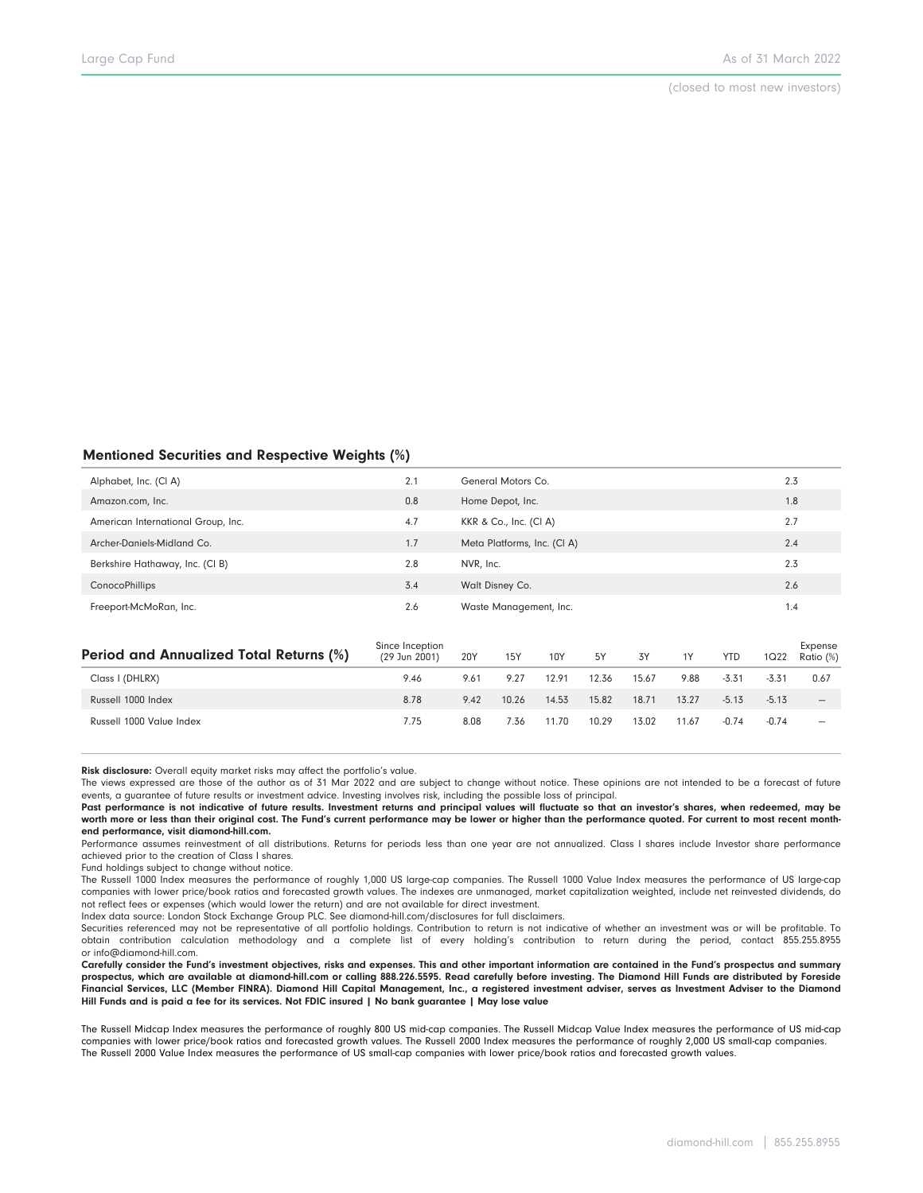(closed to most new investors)

## Mentioned Securities and Respective Weights (%)

| | | | |
|---|---|---|---|
| Alphabet, Inc. (Cl A) | 2.1 | General Motors Co. | 2.3 |
| Amazon.com, Inc. | 0.8 | Home Depot, Inc. | 1.8 |
| American International Group, Inc. | 4.7 | KKR & Co., Inc. (Cl A) | 2.7 |
| Archer-Daniels-Midland Co. | 1.7 | Meta Platforms, Inc. (Cl A) | 2.4 |
| Berkshire Hathaway, Inc. (Cl B) | 2.8 | NVR, Inc. | 2.3 |
| ConocoPhillips | 3.4 | Walt Disney Co. | 2.6 |
| Freeport-McMoRan, Inc. | 2.6 | Waste Management, Inc. | 1.4 |

## Period and Annualized Total Returns (%)

| | Since Inception (29 Jun 2001) | 20Y | 15Y | 10Y | 5Y | 3Y | 1Y | YTD | 1Q22 | Expense Ratio (%) |
|---|---|---|---|---|---|---|---|---|---|---|
| Class I (DHLRX) | 9.46 | 9.61 | 9.27 | 12.91 | 12.36 | 15.67 | 9.88 | -3.31 | -3.31 | 0.67 |
| Russell 1000 Index | 8.78 | 9.42 | 10.26 | 14.53 | 15.82 | 18.71 | 13.27 | -5.13 | -5.13 | – |
| Russell 1000 Value Index | 7.75 | 8.08 | 7.36 | 11.70 | 10.29 | 13.02 | 11.67 | -0.74 | -0.74 | – |

**Risk disclosure:** Overall equity market risks may affect the portfolio's value.

The views expressed are those of the author as of 31 Mar 2022 and are subject to change without notice. These opinions are not intended to be a forecast of future events, a guarantee of future results or investment advice. Investing involves risk, including the possible loss of principal.

**Past performance is not indicative of future results. Investment returns and principal values will fluctuate so that an investor's shares, when redeemed, may be worth more or less than their original cost. The Fund's current performance may be lower or higher than the performance quoted. For current to most recent month-end performance, visit diamond-hill.com.**

Performance assumes reinvestment of all distributions. Returns for periods less than one year are not annualized. Class I shares include Investor share performance achieved prior to the creation of Class I shares.

Fund holdings subject to change without notice.

The Russell 1000 Index measures the performance of roughly 1,000 US large-cap companies. The Russell 1000 Value Index measures the performance of US large-cap companies with lower price/book ratios and forecasted growth values. The indexes are unmanaged, market capitalization weighted, include net reinvested dividends, do not reflect fees or expenses (which would lower the return) and are not available for direct investment.

Index data source: London Stock Exchange Group PLC. See diamond-hill.com/disclosures for full disclaimers.

Securities referenced may not be representative of all portfolio holdings. Contribution to return is not indicative of whether an investment was or will be profitable. To obtain contribution calculation methodology and a complete list of every holding's contribution to return during the period, contact 855.255.8955 or info@diamond-hill.com.

**Carefully consider the Fund's investment objectives, risks and expenses. This and other important information are contained in the Fund's prospectus and summary prospectus, which are available at diamond-hill.com or calling 888.226.5595. Read carefully before investing. The Diamond Hill Funds are distributed by Foreside Financial Services, LLC (Member FINRA). Diamond Hill Capital Management, Inc., a registered investment adviser, serves as Investment Adviser to the Diamond Hill Funds and is paid a fee for its services. Not FDIC insured | No bank guarantee | May lose value**

The Russell Midcap Index measures the performance of roughly 800 US mid-cap companies. The Russell Midcap Value Index measures the performance of US mid-cap companies with lower price/book ratios and forecasted growth values. The Russell 2000 Index measures the performance of roughly 2,000 US small-cap companies. The Russell 2000 Value Index measures the performance of US small-cap companies with lower price/book ratios and forecasted growth values.